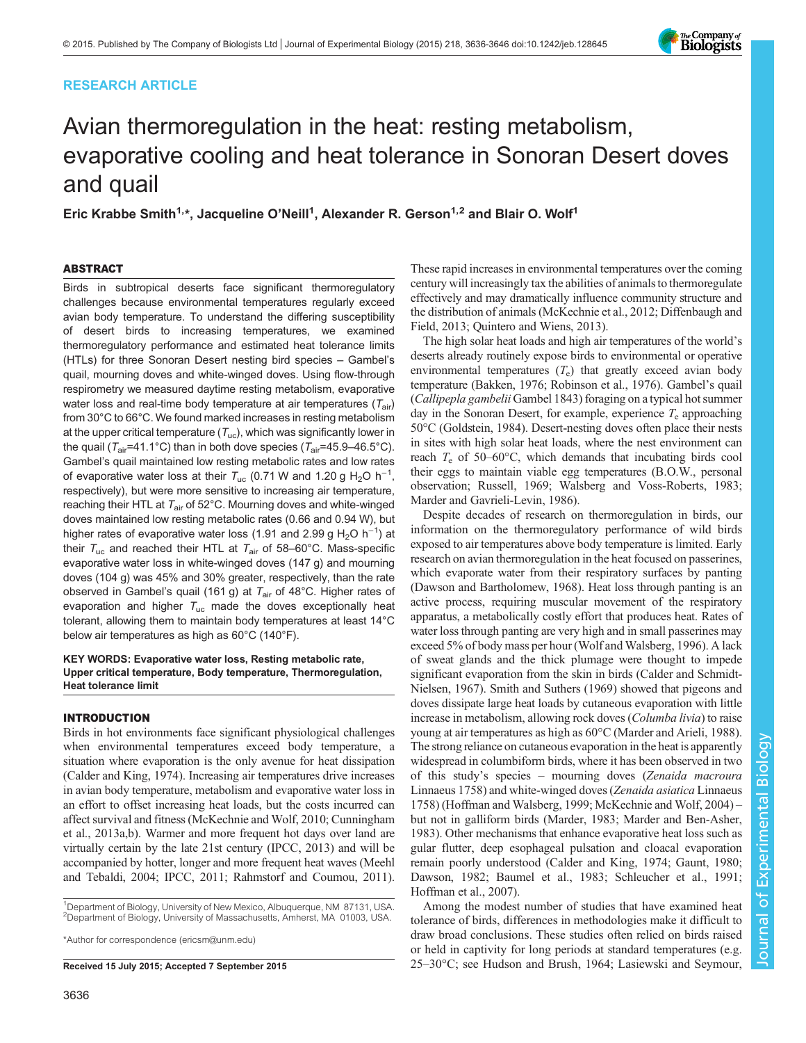RESEARCH ARTICLE

# Avian thermoregulation in the heat: resting metabolism, evaporative cooling and heat tolerance in Sonoran Desert doves and quail

Eric Krabbe Smith[1,*], Jacqueline O'Neill[1], Alexander R. Gerson[1,2] and Blair O. Wolf[1]

## ABSTRACT

Birds in subtropical deserts face significant thermoregulatory challenges because environmental temperatures regularly exceed avian body temperature. To understand the differing susceptibility of desert birds to increasing temperatures, we examined thermoregulatory performance and estimated heat tolerance limits (HTLs) for three Sonoran Desert nesting bird species – Gambel's quail, mourning doves and white-winged doves. Using flow-through respirometry we measured daytime resting metabolism, evaporative water loss and real-time body temperature at air temperatures ($T_{air}$) from 30°C to 66°C. We found marked increases in resting metabolism at the upper critical temperature ($T_{uc}$), which was significantly lower in the quail ($T_{air}$=41.1°C) than in both dove species ($T_{air}$=45.9–46.5°C). Gambel's quail maintained low resting metabolic rates and low rates of evaporative water loss at their $T_{uc}$ (0.71 W and 1.20 g $H_2O$ h$^{-1}$, respectively), but were more sensitive to increasing air temperature, reaching their HTL at $T_{air}$ of 52°C. Mourning doves and white-winged doves maintained low resting metabolic rates (0.66 and 0.94 W), but higher rates of evaporative water loss (1.91 and 2.99 g $H_2O$ h$^{-1}$) at their $T_{uc}$ and reached their HTL at $T_{air}$ of 58–60°C. Mass-specific evaporative water loss in white-winged doves (147 g) and mourning doves (104 g) was 45% and 30% greater, respectively, than the rate observed in Gambel's quail (161 g) at $T_{air}$ of 48°C. Higher rates of evaporation and higher $T_{uc}$ made the doves exceptionally heat tolerant, allowing them to maintain body temperatures at least 14°C below air temperatures as high as 60°C (140°F).

**KEY WORDS: Evaporative water loss, Resting metabolic rate, Upper critical temperature, Body temperature, Thermoregulation, Heat tolerance limit**

## INTRODUCTION

Birds in hot environments face significant physiological challenges when environmental temperatures exceed body temperature, a situation where evaporation is the only avenue for heat dissipation (Calder and King, 1974). Increasing air temperatures drive increases in avian body temperature, metabolism and evaporative water loss in an effort to offset increasing heat loads, but the costs incurred can affect survival and fitness (McKechnie and Wolf, 2010; Cunningham et al., 2013a,b). Warmer and more frequent hot days over land are virtually certain by the late 21st century (IPCC, 2013) and will be accompanied by hotter, longer and more frequent heat waves (Meehl and Tebaldi, 2004; IPCC, 2011; Rahmstorf and Coumou, 2011). These rapid increases in environmental temperatures over the coming century will increasingly tax the abilities of animals to thermoregulate effectively and may dramatically influence community structure and the distribution of animals (McKechnie et al., 2012; Diffenbaugh and Field, 2013; Quintero and Wiens, 2013).

The high solar heat loads and high air temperatures of the world's deserts already routinely expose birds to environmental or operative environmental temperatures ($T_e$) that greatly exceed avian body temperature (Bakken, 1976; Robinson et al., 1976). Gambel's quail (*Callipepla gambelii* Gambel 1843) foraging on a typical hot summer day in the Sonoran Desert, for example, experience $T_e$ approaching 50°C (Goldstein, 1984). Desert-nesting doves often place their nests in sites with high solar heat loads, where the nest environment can reach $T_e$ of 50–60°C, which demands that incubating birds cool their eggs to maintain viable egg temperatures (B.O.W., personal observation; Russell, 1969; Walsberg and Voss-Roberts, 1983; Marder and Gavrieli-Levin, 1986).

Despite decades of research on thermoregulation in birds, our information on the thermoregulatory performance of wild birds exposed to air temperatures above body temperature is limited. Early research on avian thermoregulation in the heat focused on passerines, which evaporate water from their respiratory surfaces by panting (Dawson and Bartholomew, 1968). Heat loss through panting is an active process, requiring muscular movement of the respiratory apparatus, a metabolically costly effort that produces heat. Rates of water loss through panting are very high and in small passerines may exceed 5% of body mass per hour (Wolf and Walsberg, 1996). A lack of sweat glands and the thick plumage were thought to impede significant evaporation from the skin in birds (Calder and Schmidt-Nielsen, 1967). Smith and Suthers (1969) showed that pigeons and doves dissipate large heat loads by cutaneous evaporation with little increase in metabolism, allowing rock doves (*Columba livia*) to raise young at air temperatures as high as 60°C (Marder and Arieli, 1988). The strong reliance on cutaneous evaporation in the heat is apparently widespread in columbiform birds, where it has been observed in two of this study's species – mourning doves (*Zenaida macroura* Linnaeus 1758) and white-winged doves (*Zenaida asiatica* Linnaeus 1758) (Hoffman and Walsberg, 1999; McKechnie and Wolf, 2004) – but not in galliform birds (Marder, 1983; Marder and Ben-Asher, 1983). Other mechanisms that enhance evaporative heat loss such as gular flutter, deep esophageal pulsation and cloacal evaporation remain poorly understood (Calder and King, 1974; Gaunt, 1980; Dawson, 1982; Baumel et al., 1983; Schleucher et al., 1991; Hoffman et al., 2007).

Among the modest number of studies that have examined heat tolerance of birds, differences in methodologies make it difficult to draw broad conclusions. These studies often relied on birds raised or held in captivity for long periods at standard temperatures (e.g. 25–30°C; see Hudson and Brush, 1964; Lasiewski and Seymour,

[1]Department of Biology, University of New Mexico, Albuquerque, NM 87131, USA. [2]Department of Biology, University of Massachusetts, Amherst, MA 01003, USA.

*Author for correspondence (ericsm@unm.edu)

Received 15 July 2015; Accepted 7 September 2015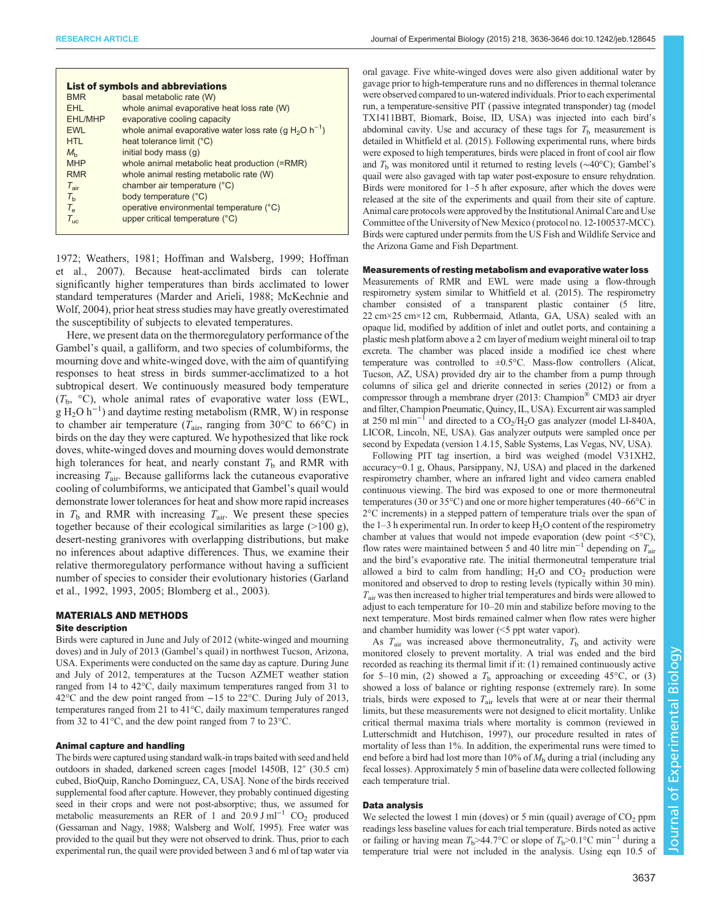**List of symbols and abbreviations**

| | |
|---|---|
| BMR | basal metabolic rate (W) |
| EHL | whole animal evaporative heat loss rate (W) |
| EHL/MHP | evaporative cooling capacity |
| EWL | whole animal evaporative water loss rate (g $H_2O$ $h^{-1}$) |
| HTL | heat tolerance limit (°C) |
| $M_b$ | initial body mass (g) |
| MHP | whole animal metabolic heat production (=RMR) |
| RMR | whole animal resting metabolic rate (W) |
| $T_{air}$ | chamber air temperature (°C) |
| $T_b$ | body temperature (°C) |
| $T_e$ | operative environmental temperature (°C) |
| $T_{uc}$ | upper critical temperature (°C) |

1972; Weathers, 1981; Hoffman and Walsberg, 1999; Hoffman et al., 2007). Because heat-acclimated birds can tolerate significantly higher temperatures than birds acclimated to lower standard temperatures (Marder and Arieli, 1988; McKechnie and Wolf, 2004), prior heat stress studies may have greatly overestimated the susceptibility of subjects to elevated temperatures.

Here, we present data on the thermoregulatory performance of the Gambel's quail, a galliform, and two species of columbiforms, the mourning dove and white-winged dove, with the aim of quantifying responses to heat stress in birds summer-acclimatized to a hot subtropical desert. We continuously measured body temperature ($T_b$, °C), whole animal rates of evaporative water loss (EWL, g $H_2O$ $h^{-1}$) and daytime resting metabolism (RMR, W) in response to chamber air temperature ($T_{air}$, ranging from 30°C to 66°C) in birds on the day they were captured. We hypothesized that like rock doves, white-winged doves and mourning doves would demonstrate high tolerances for heat, and nearly constant $T_b$ and RMR with increasing $T_{air}$. Because galliforms lack the cutaneous evaporative cooling of columbiforms, we anticipated that Gambel's quail would demonstrate lower tolerances for heat and show more rapid increases in $T_b$ and RMR with increasing $T_{air}$. We present these species together because of their ecological similarities as large (>100 g), desert-nesting granivores with overlapping distributions, but make no inferences about adaptive differences. Thus, we examine their relative thermoregulatory performance without having a sufficient number of species to consider their evolutionary histories (Garland et al., 1992, 1993, 2005; Blomberg et al., 2003).

## MATERIALS AND METHODS

### Site description

Birds were captured in June and July of 2012 (white-winged and mourning doves) and in July of 2013 (Gambel's quail) in northwest Tucson, Arizona, USA. Experiments were conducted on the same day as capture. During June and July of 2012, temperatures at the Tucson AZMET weather station ranged from 14 to 42°C, daily maximum temperatures ranged from 31 to 42°C and the dew point ranged from −15 to 22°C. During July of 2013, temperatures ranged from 21 to 41°C, daily maximum temperatures ranged from 32 to 41°C, and the dew point ranged from 7 to 23°C.

### Animal capture and handling

The birds were captured using standard walk-in traps baited with seed and held outdoors in shaded, darkened screen cages [model 1450B, 12″ (30.5 cm) cubed, BioQuip, Rancho Dominguez, CA, USA]. None of the birds received supplemental food after capture. However, they probably continued digesting seed in their crops and were not post-absorptive; thus, we assumed for metabolic measurements an RER of 1 and 20.9 J $ml^{-1}$ $CO_2$ produced (Gessaman and Nagy, 1988; Walsberg and Wolf, 1995). Free water was provided to the quail but they were not observed to drink. Thus, prior to each experimental run, the quail were provided between 3 and 6 ml of tap water via oral gavage. Five white-winged doves were also given additional water by gavage prior to high-temperature runs and no differences in thermal tolerance were observed compared to un-watered individuals. Prior to each experimental run, a temperature-sensitive PIT (passive integrated transponder) tag (model TX1411BBT, Biomark, Boise, ID, USA) was injected into each bird's abdominal cavity. Use and accuracy of these tags for $T_b$ measurement is detailed in Whitfield et al. (2015). Following experimental runs, where birds were exposed to high temperatures, birds were placed in front of cool air flow and $T_b$ was monitored until it returned to resting levels (~40°C); Gambel's quail were also gavaged with tap water post-exposure to ensure rehydration. Birds were monitored for 1–5 h after exposure, after which the doves were released at the site of the experiments and quail from their site of capture. Animal care protocols were approved by the Institutional Animal Care and Use Committee of the University of New Mexico (protocol no. 12-100537-MCC). Birds were captured under permits from the US Fish and Wildlife Service and the Arizona Game and Fish Department.

### Measurements of resting metabolism and evaporative water loss

Measurements of RMR and EWL were made using a flow-through respirometry system similar to Whitfield et al. (2015). The respirometry chamber consisted of a transparent plastic container (5 litre, 22 cm×25 cm×12 cm, Rubbermaid, Atlanta, GA, USA) sealed with an opaque lid, modified by addition of inlet and outlet ports, and containing a plastic mesh platform above a 2 cm layer of medium weight mineral oil to trap excreta. The chamber was placed inside a modified ice chest where temperature was controlled to ±0.5°C. Mass-flow controllers (Alicat, Tucson, AZ, USA) provided dry air to the chamber from a pump through columns of silica gel and drierite connected in series (2012) or from a compressor through a membrane dryer (2013: Champion® CMD3 air dryer and filter, Champion Pneumatic, Quincy, IL, USA). Excurrent air was sampled at 250 ml $min^{-1}$ and directed to a $CO_2$/$H_2O$ gas analyzer (model LI-840A, LICOR, Lincoln, NE, USA). Gas analyzer outputs were sampled once per second by Expedata (version 1.4.15, Sable Systems, Las Vegas, NV, USA).

Following PIT tag insertion, a bird was weighed (model V31XH2, accuracy=0.1 g, Ohaus, Parsippany, NJ, USA) and placed in the darkened respirometry chamber, where an infrared light and video camera enabled continuous viewing. The bird was exposed to one or more thermoneutral temperatures (30 or 35°C) and one or more higher temperatures (40–66°C in 2°C increments) in a stepped pattern of temperature trials over the span of the 1–3 h experimental run. In order to keep $H_2O$ content of the respirometry chamber at values that would not impede evaporation (dew point <5°C), flow rates were maintained between 5 and 40 litre $min^{-1}$ depending on $T_{air}$ and the bird's evaporative rate. The initial thermoneutral temperature trial allowed a bird to calm from handling; $H_2O$ and $CO_2$ production were monitored and observed to drop to resting levels (typically within 30 min). $T_{air}$ was then increased to higher trial temperatures and birds were allowed to adjust to each temperature for 10–20 min and stabilize before moving to the next temperature. Most birds remained calmer when flow rates were higher and chamber humidity was lower (<5 ppt water vapor).

As $T_{air}$ was increased above thermoneutrality, $T_b$ and activity were monitored closely to prevent mortality. A trial was ended and the bird recorded as reaching its thermal limit if it: (1) remained continuously active for 5–10 min, (2) showed a $T_b$ approaching or exceeding 45°C, or (3) showed a loss of balance or righting response (extremely rare). In some trials, birds were exposed to $T_{air}$ levels that were at or near their thermal limits, but these measurements were not designed to elicit mortality. Unlike critical thermal maxima trials where mortality is common (reviewed in Lutterschmidt and Hutchison, 1997), our procedure resulted in rates of mortality of less than 1%. In addition, the experimental runs were timed to end before a bird had lost more than 10% of $M_b$ during a trial (including any fecal losses). Approximately 5 min of baseline data were collected following each temperature trial.

### Data analysis

We selected the lowest 1 min (doves) or 5 min (quail) average of $CO_2$ ppm readings less baseline values for each trial temperature. Birds noted as active or failing or having mean $T_b$>44.7°C or slope of $T_b$>0.1°C $min^{-1}$ during a temperature trial were not included in the analysis. Using eqn 10.5 of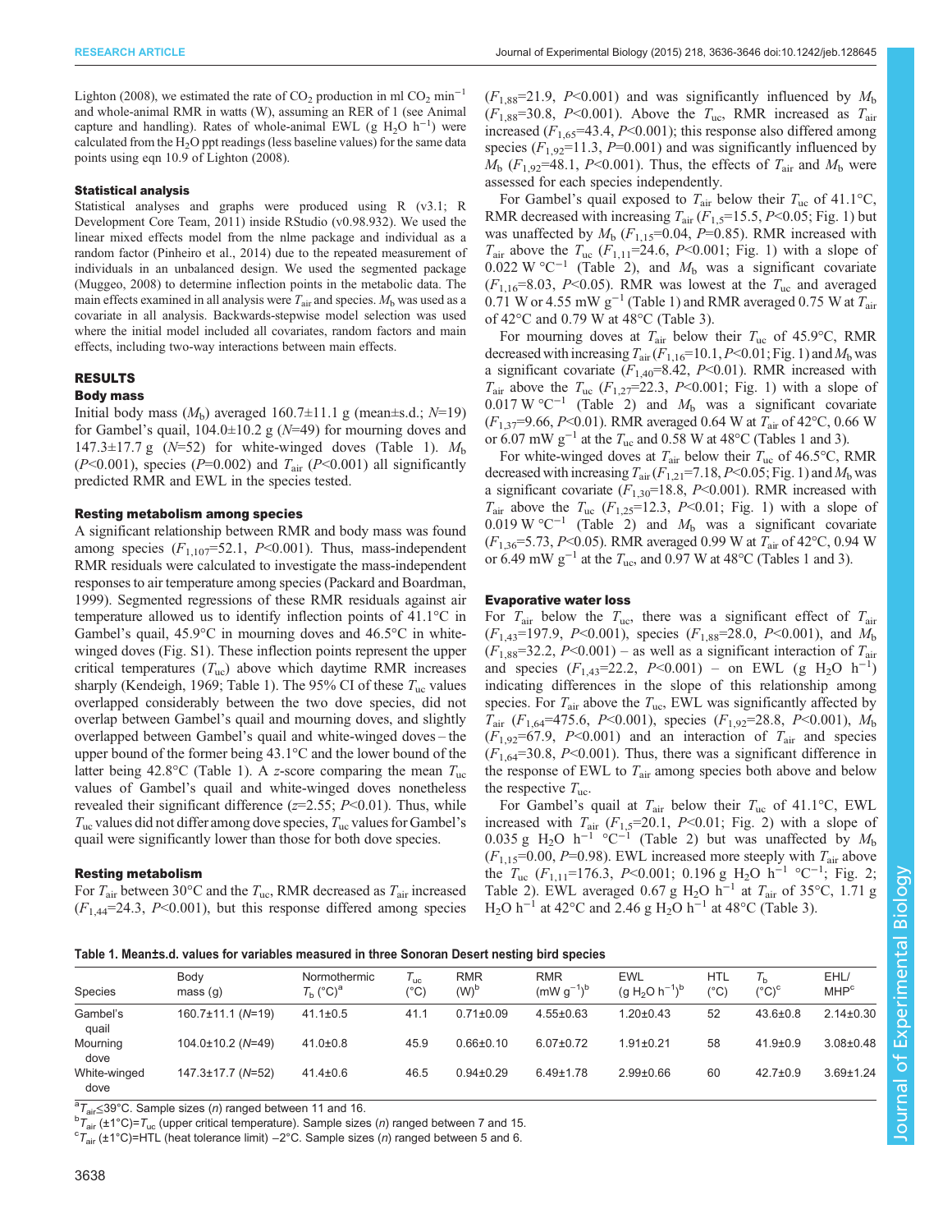Lighton (2008), we estimated the rate of $CO_2$ production in ml $CO_2$ min$^{-1}$ and whole-animal RMR in watts (W), assuming an RER of 1 (see Animal capture and handling). Rates of whole-animal EWL (g $H_2O$ h$^{-1}$) were calculated from the $H_2O$ ppt readings (less baseline values) for the same data points using eqn 10.9 of Lighton (2008).

### Statistical analysis

Statistical analyses and graphs were produced using R (v3.1; R Development Core Team, 2011) inside RStudio (v0.98.932). We used the linear mixed effects model from the nlme package and individual as a random factor (Pinheiro et al., 2014) due to the repeated measurement of individuals in an unbalanced design. We used the segmented package (Muggeo, 2008) to determine inflection points in the metabolic data. The main effects examined in all analysis were $T_{air}$ and species. $M_b$ was used as a covariate in all analysis. Backwards-stepwise model selection was used where the initial model included all covariates, random factors and main effects, including two-way interactions between main effects.

## RESULTS

### Body mass

Initial body mass ($M_b$) averaged 160.7±11.1 g (mean±s.d.; $N$=19) for Gambel's quail, 104.0±10.2 g ($N$=49) for mourning doves and 147.3±17.7 g ($N$=52) for white-winged doves (Table 1). $M_b$ ($P$<0.001), species ($P$=0.002) and $T_{air}$ ($P$<0.001) all significantly predicted RMR and EWL in the species tested.

### Resting metabolism among species

A significant relationship between RMR and body mass was found among species ($F_{1,107}$=52.1, $P$<0.001). Thus, mass-independent RMR residuals were calculated to investigate the mass-independent responses to air temperature among species (Packard and Boardman, 1999). Segmented regressions of these RMR residuals against air temperature allowed us to identify inflection points of 41.1°C in Gambel's quail, 45.9°C in mourning doves and 46.5°C in white-winged doves (Fig. S1). These inflection points represent the upper critical temperatures ($T_{uc}$) above which daytime RMR increases sharply (Kendeigh, 1969; Table 1). The 95% CI of these $T_{uc}$ values overlapped considerably between the two dove species, did not overlap between Gambel's quail and mourning doves, and slightly overlapped between Gambel's quail and white-winged doves – the upper bound of the former being 43.1°C and the lower bound of the latter being 42.8°C (Table 1). A $z$-score comparing the mean $T_{uc}$ values of Gambel's quail and white-winged doves nonetheless revealed their significant difference ($z$=2.55; $P$<0.01). Thus, while $T_{uc}$ values did not differ among dove species, $T_{uc}$ values for Gambel's quail were significantly lower than those for both dove species.

### Resting metabolism

For $T_{air}$ between 30°C and the $T_{uc}$, RMR decreased as $T_{air}$ increased ($F_{1,44}$=24.3, $P$<0.001), but this response differed among species ($F_{1,88}$=21.9, $P$<0.001) and was significantly influenced by $M_b$ ($F_{1,88}$=30.8, $P$<0.001). Above the $T_{uc}$, RMR increased as $T_{air}$ increased ($F_{1,65}$=43.4, $P$<0.001); this response also differed among species ($F_{1,92}$=11.3, $P$=0.001) and was significantly influenced by $M_b$ ($F_{1,92}$=48.1, $P$<0.001). Thus, the effects of $T_{air}$ and $M_b$ were assessed for each species independently.

For Gambel's quail exposed to $T_{air}$ below their $T_{uc}$ of 41.1°C, RMR decreased with increasing $T_{air}$ ($F_{1,5}$=15.5, $P$<0.05; Fig. 1) but was unaffected by $M_b$ ($F_{1,15}$=0.04, $P$=0.85). RMR increased with $T_{air}$ above the $T_{uc}$ ($F_{1,11}$=24.6, $P$<0.001; Fig. 1) with a slope of 0.022 W °C$^{-1}$ (Table 2), and $M_b$ was a significant covariate ($F_{1,16}$=8.03, $P$<0.05). RMR was lowest at the $T_{uc}$ and averaged 0.71 W or 4.55 mW g$^{-1}$ (Table 1) and RMR averaged 0.75 W at $T_{air}$ of 42°C and 0.79 W at 48°C (Table 3).

For mourning doves at $T_{air}$ below their $T_{uc}$ of 45.9°C, RMR decreased with increasing $T_{air}$ ($F_{1,16}$=10.1, $P$<0.01; Fig. 1) and $M_b$ was a significant covariate ($F_{1,40}$=8.42, $P$<0.01). RMR increased with $T_{air}$ above the $T_{uc}$ ($F_{1,27}$=22.3, $P$<0.001; Fig. 1) with a slope of 0.017 W °C$^{-1}$ (Table 2) and $M_b$ was a significant covariate ($F_{1,37}$=9.66, $P$<0.01). RMR averaged 0.64 W at $T_{air}$ of 42°C, 0.66 W or 6.07 mW g$^{-1}$ at the $T_{uc}$ and 0.58 W at 48°C (Tables 1 and 3).

For white-winged doves at $T_{air}$ below their $T_{uc}$ of 46.5°C, RMR decreased with increasing $T_{air}$ ($F_{1,21}$=7.18, $P$<0.05; Fig. 1) and $M_b$ was a significant covariate ($F_{1,30}$=18.8, $P$<0.001). RMR increased with $T_{air}$ above the $T_{uc}$ ($F_{1,25}$=12.3, $P$<0.01; Fig. 1) with a slope of 0.019 W °C$^{-1}$ (Table 2) and $M_b$ was a significant covariate ($F_{1,36}$=5.73, $P$<0.05). RMR averaged 0.99 W at $T_{air}$ of 42°C, 0.94 W or 6.49 mW g$^{-1}$ at the $T_{uc}$, and 0.97 W at 48°C (Tables 1 and 3).

### Evaporative water loss

For $T_{air}$ below the $T_{uc}$, there was a significant effect of $T_{air}$ ($F_{1,43}$=197.9, $P$<0.001), species ($F_{1,88}$=28.0, $P$<0.001), and $M_b$ ($F_{1,88}$=32.2, $P$<0.001) – as well as a significant interaction of $T_{air}$ and species ($F_{1,43}$=22.2, $P$<0.001) – on EWL (g $H_2O$ h$^{-1}$) indicating differences in the slope of this relationship among species. For $T_{air}$ above the $T_{uc}$, EWL was significantly affected by $T_{air}$ ($F_{1,64}$=475.6, $P$<0.001), species ($F_{1,92}$=28.8, $P$<0.001), $M_b$ ($F_{1,92}$=67.9, $P$<0.001) and an interaction of $T_{air}$ and species ($F_{1,64}$=30.8, $P$<0.001). Thus, there was a significant difference in the response of EWL to $T_{air}$ among species both above and below the respective $T_{uc}$.

For Gambel's quail at $T_{air}$ below their $T_{uc}$ of 41.1°C, EWL increased with $T_{air}$ ($F_{1,5}$=20.1, $P$<0.01; Fig. 2) with a slope of 0.035 g $H_2O$ h$^{-1}$ °C$^{-1}$ (Table 2) but was unaffected by $M_b$ ($F_{1,15}$=0.00, $P$=0.98). EWL increased more steeply with $T_{air}$ above the $T_{uc}$ ($F_{1,11}$=176.3, $P$<0.001; 0.196 g $H_2O$ h$^{-1}$ °C$^{-1}$; Fig. 2; Table 2). EWL averaged 0.67 g $H_2O$ h$^{-1}$ at $T_{air}$ of 35°C, 1.71 g $H_2O$ h$^{-1}$ at 42°C and 2.46 g $H_2O$ h$^{-1}$ at 48°C (Table 3).

**Table 1. Mean±s.d. values for variables measured in three Sonoran Desert nesting bird species**

| Species | Body mass (g) | Normothermic $T_b$ (°C)[a] | $T_{uc}$ (°C) | RMR (W)[b] | RMR (mW g$^{-1}$)[b] | EWL (g $H_2O$ h$^{-1}$)[b] | HTL (°C) | $T_b$ (°C)[c] | EHL/MHP[c] |
|---|---|---|---|---|---|---|---|---|---|
| Gambel's quail | 160.7±11.1 ($N$=19) | 41.1±0.5 | 41.1 | 0.71±0.09 | 4.55±0.63 | 1.20±0.43 | 52 | 43.6±0.8 | 2.14±0.30 |
| Mourning dove | 104.0±10.2 ($N$=49) | 41.0±0.8 | 45.9 | 0.66±0.10 | 6.07±0.72 | 1.91±0.21 | 58 | 41.9±0.9 | 3.08±0.48 |
| White-winged dove | 147.3±17.7 ($N$=52) | 41.4±0.6 | 46.5 | 0.94±0.29 | 6.49±1.78 | 2.99±0.66 | 60 | 42.7±0.9 | 3.69±1.24 |

[a]$T_{air}$≤39°C. Sample sizes ($n$) ranged between 11 and 16.
[b]$T_{air}$ (±1°C)=$T_{uc}$ (upper critical temperature). Sample sizes ($n$) ranged between 7 and 15.
[c]$T_{air}$ (±1°C)=HTL (heat tolerance limit) −2°C. Sample sizes ($n$) ranged between 5 and 6.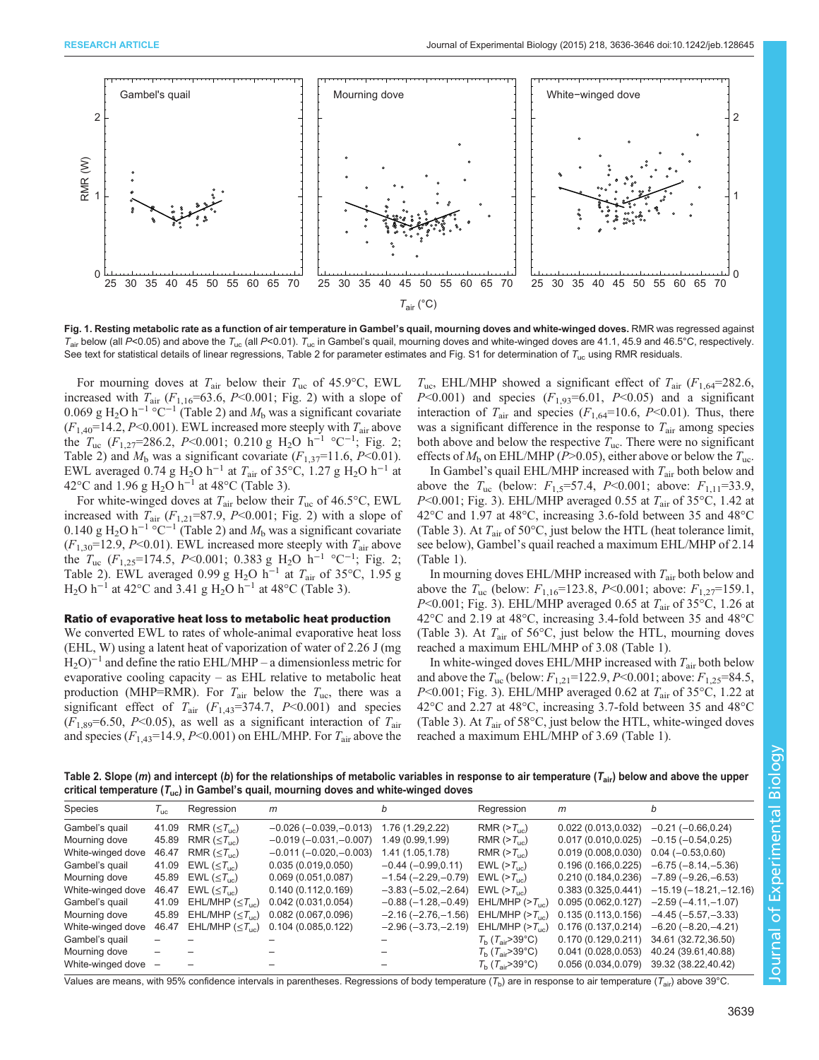**Fig. 1. Resting metabolic rate as a function of air temperature in Gambel's quail, mourning doves and white-winged doves.** RMR was regressed against $T_{air}$ below (all $P<0.05$) and above the $T_{uc}$ (all $P<0.01$). $T_{uc}$ in Gambel's quail, mourning doves and white-winged doves are 41.1, 45.9 and 46.5°C, respectively. See text for statistical details of linear regressions, Table 2 for parameter estimates and Fig. S1 for determination of $T_{uc}$ using RMR residuals.

For mourning doves at $T_{air}$ below their $T_{uc}$ of 45.9°C, EWL increased with $T_{air}$ ($F_{1,16}$=63.6, $P$<0.001; Fig. 2) with a slope of 0.069 g $H_2O$ $h^{-1}$ °$C^{-1}$ (Table 2) and $M_b$ was a significant covariate ($F_{1,40}$=14.2, $P$<0.001). EWL increased more steeply with $T_{air}$ above the $T_{uc}$ ($F_{1,27}$=286.2, $P$<0.001; 0.210 g $H_2O$ $h^{-1}$ °$C^{-1}$; Fig. 2; Table 2) and $M_b$ was a significant covariate ($F_{1,37}$=11.6, $P$<0.01). EWL averaged 0.74 g $H_2O$ $h^{-1}$ at $T_{air}$ of 35°C, 1.27 g $H_2O$ $h^{-1}$ at 42°C and 1.96 g $H_2O$ $h^{-1}$ at 48°C (Table 3).

For white-winged doves at $T_{air}$ below their $T_{uc}$ of 46.5°C, EWL increased with $T_{air}$ ($F_{1,21}$=87.9, $P$<0.001; Fig. 2) with a slope of 0.140 g $H_2O$ $h^{-1}$ °$C^{-1}$ (Table 2) and $M_b$ was a significant covariate ($F_{1,30}$=12.9, $P$<0.01). EWL increased more steeply with $T_{air}$ above the $T_{uc}$ ($F_{1,25}$=174.5, $P$<0.001; 0.383 g $H_2O$ $h^{-1}$ °$C^{-1}$; Fig. 2; Table 2). EWL averaged 0.99 g $H_2O$ $h^{-1}$ at $T_{air}$ of 35°C, 1.95 g $H_2O$ $h^{-1}$ at 42°C and 3.41 g $H_2O$ $h^{-1}$ at 48°C (Table 3).

### Ratio of evaporative heat loss to metabolic heat production

We converted EWL to rates of whole-animal evaporative heat loss (EHL, W) using a latent heat of vaporization of water of 2.26 J (mg $H_2O$)$^{-1}$ and define the ratio EHL/MHP – a dimensionless metric for evaporative cooling capacity – as EHL relative to metabolic heat production (MHP=RMR). For $T_{air}$ below the $T_{uc}$, there was a significant effect of $T_{air}$ ($F_{1,43}$=374.7, $P$<0.001) and species ($F_{1,89}$=6.50, $P$<0.05), as well as a significant interaction of $T_{air}$ and species ($F_{1,43}$=14.9, $P$<0.001) on EHL/MHP. For $T_{air}$ above the $T_{uc}$, EHL/MHP showed a significant effect of $T_{air}$ ($F_{1,64}$=282.6, $P$<0.001) and species ($F_{1,93}$=6.01, $P$<0.05) and a significant interaction of $T_{air}$ and species ($F_{1,64}$=10.6, $P$<0.01). Thus, there was a significant difference in the response to $T_{air}$ among species both above and below the respective $T_{uc}$. There were no significant effects of $M_b$ on EHL/MHP ($P$>0.05), either above or below the $T_{uc}$.

In Gambel's quail EHL/MHP increased with $T_{air}$ both below and above the $T_{uc}$ (below: $F_{1,5}$=57.4, $P$<0.001; above: $F_{1,11}$=33.9, $P$<0.001; Fig. 3). EHL/MHP averaged 0.55 at $T_{air}$ of 35°C, 1.42 at 42°C and 1.97 at 48°C, increasing 3.6-fold between 35 and 48°C (Table 3). At $T_{air}$ of 50°C, just below the HTL (heat tolerance limit, see below), Gambel's quail reached a maximum EHL/MHP of 2.14 (Table 1).

In mourning doves EHL/MHP increased with $T_{air}$ both below and above the $T_{uc}$ (below: $F_{1,16}$=123.8, $P$<0.001; above: $F_{1,27}$=159.1, $P$<0.001; Fig. 3). EHL/MHP averaged 0.65 at $T_{air}$ of 35°C, 1.26 at 42°C and 2.16 at 48°C, increasing 3.4-fold between 35 and 48°C (Table 3). At $T_{air}$ of 56°C, just below the HTL, mourning doves reached a maximum EHL/MHP of 3.08 (Table 1).

In white-winged doves EHL/MHP increased with $T_{air}$ both below and above the $T_{uc}$ (below: $F_{1,21}$=122.9, $P$<0.001; above: $F_{1,25}$=84.5, $P$<0.001; Fig. 3). EHL/MHP averaged 0.62 at $T_{air}$ of 35°C, 1.22 at 42°C and 2.27 at 48°C, increasing 3.7-fold between 35 and 48°C (Table 3). At $T_{air}$ of 58°C, just below the HTL, white-winged doves reached a maximum EHL/MHP of 3.69 (Table 1).

**Table 2. Slope ($m$) and intercept ($b$) for the relationships of metabolic variables in response to air temperature ($T_{air}$) below and above the upper critical temperature ($T_{uc}$) in Gambel's quail, mourning doves and white-winged doves**

| Species | $T_{uc}$ | Regression | $m$ | $b$ | Regression | $m$ | $b$ |
|---|---|---|---|---|---|---|---|
| Gambel's quail | 41.09 | RMR (≤$T_{uc}$) | −0.026 (−0.039,−0.013) | 1.76 (1.29,2.22) | RMR (>$T_{uc}$) | 0.022 (0.013,0.032) | −0.21 (−0.66,0.24) |
| Mourning dove | 45.89 | RMR (≤$T_{uc}$) | −0.019 (−0.031,−0.007) | 1.49 (0.99,1.99) | RMR (>$T_{uc}$) | 0.017 (0.010,0.025) | −0.15 (−0.54,0.25) |
| White-winged dove | 46.47 | RMR (≤$T_{uc}$) | −0.011 (−0.020,−0.003) | 1.41 (1.05,1.78) | RMR (>$T_{uc}$) | 0.019 (0.008,0.030) | 0.04 (−0.53,0.60) |
| Gambel's quail | 41.09 | EWL (≤$T_{uc}$) | 0.035 (0.019,0.050) | −0.44 (−0.99,0.11) | EWL (>$T_{uc}$) | 0.196 (0.166,0.225) | −6.75 (−8.14,−5.36) |
| Mourning dove | 45.89 | EWL (≤$T_{uc}$) | 0.069 (0.051,0.087) | −1.54 (−2.29,−0.79) | EWL (>$T_{uc}$) | 0.210 (0.184,0.236) | −7.89 (−9.26,−6.53) |
| White-winged dove | 46.47 | EWL (≤$T_{uc}$) | 0.140 (0.112,0.169) | −3.83 (−5.02,−2.64) | EWL (>$T_{uc}$) | 0.383 (0.325,0.441) | −15.19 (−18.21,−12.16) |
| Gambel's quail | 41.09 | EHL/MHP (≤$T_{uc}$) | 0.042 (0.031,0.054) | −0.88 (−1.28,−0.49) | EHL/MHP (>$T_{uc}$) | 0.095 (0.062,0.127) | −2.59 (−4.11,−1.07) |
| Mourning dove | 45.89 | EHL/MHP (≤$T_{uc}$) | 0.082 (0.067,0.096) | −2.16 (−2.76,−1.56) | EHL/MHP (>$T_{uc}$) | 0.135 (0.113,0.156) | −4.45 (−5.57,−3.33) |
| White-winged dove | 46.47 | EHL/MHP (≤$T_{uc}$) | 0.104 (0.085,0.122) | −2.96 (−3.73,−2.19) | EHL/MHP (>$T_{uc}$) | 0.176 (0.137,0.214) | −6.20 (−8.20,−4.21) |
| Gambel's quail | – | – | – | – | $T_b$ ($T_{air}$>39°C) | 0.170 (0.129,0.211) | 34.61 (32.72,36.50) |
| Mourning dove | – | – | – | – | $T_b$ ($T_{air}$>39°C) | 0.041 (0.028,0.053) | 40.24 (39.61,40.88) |
| White-winged dove | – | – | – | – | $T_b$ ($T_{air}$>39°C) | 0.056 (0.034,0.079) | 39.32 (38.22,40.42) |

Values are means, with 95% confidence intervals in parentheses. Regressions of body temperature ($T_b$) are in response to air temperature ($T_{air}$) above 39°C.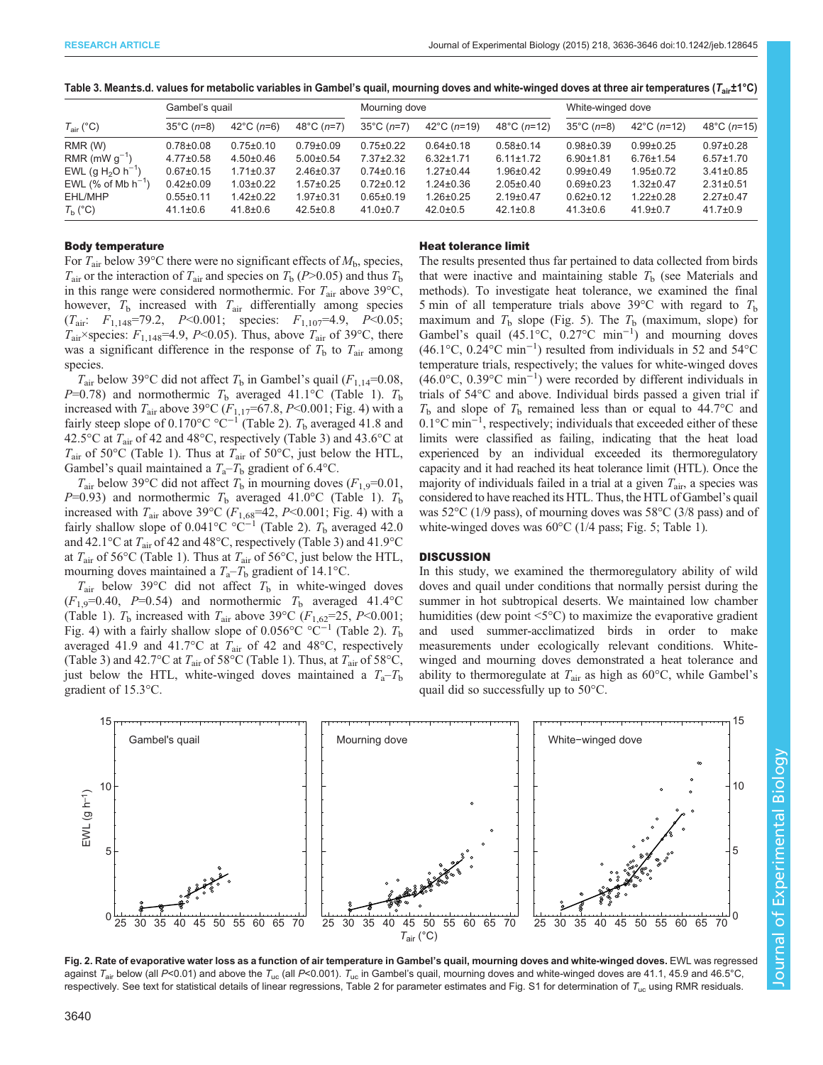Table 3. Mean±s.d. values for metabolic variables in Gambel's quail, mourning doves and white-winged doves at three air temperatures ($T_{air}$±1°C)

| $T_{air}$ (°C) | Gambel's quail | | | Mourning dove | | | White-winged dove | | |
|---|---|---|---|---|---|---|---|---|---|
| | 35°C (n=8) | 42°C (n=6) | 48°C (n=7) | 35°C (n=7) | 42°C (n=19) | 48°C (n=12) | 35°C (n=8) | 42°C (n=12) | 48°C (n=15) |
| RMR (W) | 0.78±0.08 | 0.75±0.10 | 0.79±0.09 | 0.75±0.22 | 0.64±0.18 | 0.58±0.14 | 0.98±0.39 | 0.99±0.25 | 0.97±0.28 |
| RMR (mW $g^{-1}$) | 4.77±0.58 | 4.50±0.46 | 5.00±0.54 | 7.37±2.32 | 6.32±1.71 | 6.11±1.72 | 6.90±1.81 | 6.76±1.54 | 6.57±1.70 |
| EWL (g $H_2O$ $h^{-1}$) | 0.67±0.15 | 1.71±0.37 | 2.46±0.37 | 0.74±0.16 | 1.27±0.44 | 1.96±0.42 | 0.99±0.49 | 1.95±0.72 | 3.41±0.85 |
| EWL (% of $M_b$ $h^{-1}$) | 0.42±0.09 | 1.03±0.22 | 1.57±0.25 | 0.72±0.12 | 1.24±0.36 | 2.05±0.40 | 0.69±0.23 | 1.32±0.47 | 2.31±0.51 |
| EHL/MHP | 0.55±0.11 | 1.42±0.22 | 1.97±0.31 | 0.65±0.19 | 1.26±0.25 | 2.19±0.47 | 0.62±0.12 | 1.22±0.28 | 2.27±0.47 |
| $T_b$ (°C) | 41.1±0.6 | 41.8±0.6 | 42.5±0.8 | 41.0±0.7 | 42.0±0.5 | 42.1±0.8 | 41.3±0.6 | 41.9±0.7 | 41.7±0.9 |

### Body temperature

For $T_{air}$ below 39°C there were no significant effects of $M_b$, species, $T_{air}$ or the interaction of $T_{air}$ and species on $T_b$ ($P$>0.05) and thus $T_b$ in this range were considered normothermic. For $T_{air}$ above 39°C, however, $T_b$ increased with $T_{air}$ differentially among species ($T_{air}$: $F_{1,148}$=79.2, $P$<0.001; species: $F_{1,107}$=4.9, $P$<0.05; $T_{air}$×species: $F_{1,148}$=4.9, $P$<0.05). Thus, above $T_{air}$ of 39°C, there was a significant difference in the response of $T_b$ to $T_{air}$ among species.

$T_{air}$ below 39°C did not affect $T_b$ in Gambel's quail ($F_{1,14}$=0.08, $P$=0.78) and normothermic $T_b$ averaged 41.1°C (Table 1). $T_b$ increased with $T_{air}$ above 39°C ($F_{1,17}$=67.8, $P$<0.001; Fig. 4) with a fairly steep slope of 0.170°C °$C^{-1}$ (Table 2). $T_b$ averaged 41.8 and 42.5°C at $T_{air}$ of 42 and 48°C, respectively (Table 3) and 43.6°C at $T_{air}$ of 50°C (Table 1). Thus at $T_{air}$ of 50°C, just below the HTL, Gambel's quail maintained a $T_a$–$T_b$ gradient of 6.4°C.

$T_{air}$ below 39°C did not affect $T_b$ in mourning doves ($F_{1,9}$=0.01, $P$=0.93) and normothermic $T_b$ averaged 41.0°C (Table 1). $T_b$ increased with $T_{air}$ above 39°C ($F_{1,68}$=42, $P$<0.001; Fig. 4) with a fairly shallow slope of 0.041°C °$C^{-1}$ (Table 2). $T_b$ averaged 42.0 and 42.1°C at $T_{air}$ of 42 and 48°C, respectively (Table 3) and 41.9°C at $T_{air}$ of 56°C (Table 1). Thus at $T_{air}$ of 56°C, just below the HTL, mourning doves maintained a $T_a$–$T_b$ gradient of 14.1°C.

$T_{air}$ below 39°C did not affect $T_b$ in white-winged doves ($F_{1,9}$=0.40, $P$=0.54) and normothermic $T_b$ averaged 41.4°C (Table 1). $T_b$ increased with $T_{air}$ above 39°C ($F_{1,62}$=25, $P$<0.001; Fig. 4) with a fairly shallow slope of 0.056°C °$C^{-1}$ (Table 2). $T_b$ averaged 41.9 and 41.7°C at $T_{air}$ of 42 and 48°C, respectively (Table 3) and 42.7°C at $T_{air}$ of 58°C (Table 1). Thus, at $T_{air}$ of 58°C, just below the HTL, white-winged doves maintained a $T_a$–$T_b$ gradient of 15.3°C.

### Heat tolerance limit

The results presented thus far pertained to data collected from birds that were inactive and maintaining stable $T_b$ (see Materials and methods). To investigate heat tolerance, we examined the final 5 min of all temperature trials above 39°C with regard to $T_b$ maximum and $T_b$ slope (Fig. 5). The $T_b$ (maximum, slope) for Gambel's quail (45.1°C, 0.27°C $min^{-1}$) and mourning doves (46.1°C, 0.24°C $min^{-1}$) resulted from individuals in 52 and 54°C temperature trials, respectively; the values for white-winged doves (46.0°C, 0.39°C $min^{-1}$) were recorded by different individuals in trials of 54°C and above. Individual birds passed a given trial if $T_b$ and slope of $T_b$ remained less than or equal to 44.7°C and 0.1°C $min^{-1}$, respectively; individuals that exceeded either of these limits were classified as failing, indicating that the heat load experienced by an individual exceeded its thermoregulatory capacity and it had reached its heat tolerance limit (HTL). Once the majority of individuals failed in a trial at a given $T_{air}$, a species was considered to have reached its HTL. Thus, the HTL of Gambel's quail was 52°C (1/9 pass), of mourning doves was 58°C (3/8 pass) and of white-winged doves was 60°C (1/4 pass; Fig. 5; Table 1).

## DISCUSSION

In this study, we examined the thermoregulatory ability of wild doves and quail under conditions that normally persist during the summer in hot subtropical deserts. We maintained low chamber humidities (dew point <5°C) to maximize the evaporative gradient and used summer-acclimatized birds in order to make measurements under ecologically relevant conditions. White-winged and mourning doves demonstrated a heat tolerance and ability to thermoregulate at $T_{air}$ as high as 60°C, while Gambel's quail did so successfully up to 50°C.

**Fig. 2. Rate of evaporative water loss as a function of air temperature in Gambel's quail, mourning doves and white-winged doves.** EWL was regressed against $T_{air}$ below (all $P$<0.01) and above the $T_{uc}$ (all $P$<0.001). $T_{uc}$ in Gambel's quail, mourning doves and white-winged doves are 41.1, 45.9 and 46.5°C, respectively. See text for statistical details of linear regressions, Table 2 for parameter estimates and Fig. S1 for determination of $T_{uc}$ using RMR residuals.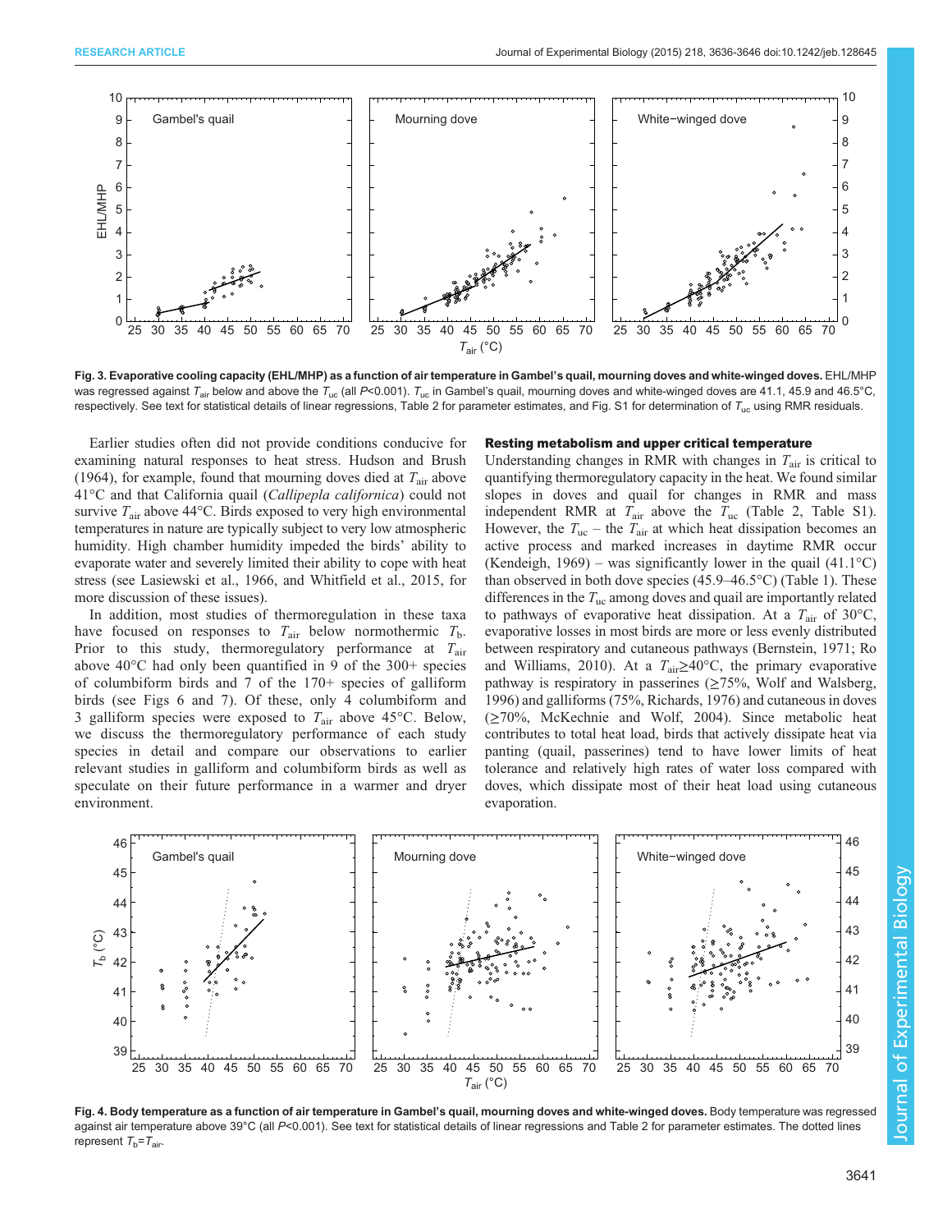Fig. 3. Evaporative cooling capacity (EHL/MHP) as a function of air temperature in Gambel's quail, mourning doves and white-winged doves. EHL/MHP was regressed against $T_{air}$ below and above the $T_{uc}$ (all $P$<0.001). $T_{uc}$ in Gambel's quail, mourning doves and white-winged doves are 41.1, 45.9 and 46.5°C, respectively. See text for statistical details of linear regressions, Table 2 for parameter estimates, and Fig. S1 for determination of $T_{uc}$ using RMR residuals.

Earlier studies often did not provide conditions conducive for examining natural responses to heat stress. Hudson and Brush (1964), for example, found that mourning doves died at $T_{air}$ above 41°C and that California quail (*Callipepla californica*) could not survive $T_{air}$ above 44°C. Birds exposed to very high environmental temperatures in nature are typically subject to very low atmospheric humidity. High chamber humidity impeded the birds' ability to evaporate water and severely limited their ability to cope with heat stress (see Lasiewski et al., 1966, and Whitfield et al., 2015, for more discussion of these issues).

In addition, most studies of thermoregulation in these taxa have focused on responses to $T_{air}$ below normothermic $T_b$. Prior to this study, thermoregulatory performance at $T_{air}$ above 40°C had only been quantified in 9 of the 300+ species of columbiform birds and 7 of the 170+ species of galliform birds (see Figs 6 and 7). Of these, only 4 columbiform and 3 galliform species were exposed to $T_{air}$ above 45°C. Below, we discuss the thermoregulatory performance of each study species in detail and compare our observations to earlier relevant studies in galliform and columbiform birds as well as speculate on their future performance in a warmer and dryer environment.

### Resting metabolism and upper critical temperature

Understanding changes in RMR with changes in $T_{air}$ is critical to quantifying thermoregulatory capacity in the heat. We found similar slopes in doves and quail for changes in RMR and mass independent RMR at $T_{air}$ above the $T_{uc}$ (Table 2, Table S1). However, the $T_{uc}$ – the $T_{air}$ at which heat dissipation becomes an active process and marked increases in daytime RMR occur (Kendeigh, 1969) – was significantly lower in the quail (41.1°C) than observed in both dove species (45.9–46.5°C) (Table 1). These differences in the $T_{uc}$ among doves and quail are importantly related to pathways of evaporative heat dissipation. At a $T_{air}$ of 30°C, evaporative losses in most birds are more or less evenly distributed between respiratory and cutaneous pathways (Bernstein, 1971; Ro and Williams, 2010). At a $T_{air}$≥40°C, the primary evaporative pathway is respiratory in passerines (≥75%, Wolf and Walsberg, 1996) and galliforms (75%, Richards, 1976) and cutaneous in doves (≥70%, McKechnie and Wolf, 2004). Since metabolic heat contributes to total heat load, birds that actively dissipate heat via panting (quail, passerines) tend to have lower limits of heat tolerance and relatively high rates of water loss compared with doves, which dissipate most of their heat load using cutaneous evaporation.

Fig. 4. Body temperature as a function of air temperature in Gambel's quail, mourning doves and white-winged doves. Body temperature was regressed against air temperature above 39°C (all $P$<0.001). See text for statistical details of linear regressions and Table 2 for parameter estimates. The dotted lines represent $T_b$=$T_{air}$.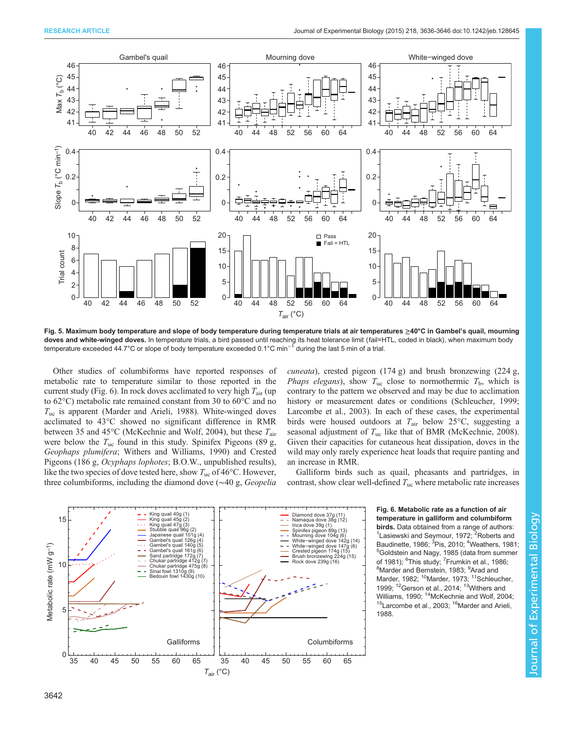**Fig. 5. Maximum body temperature and slope of body temperature during temperature trials at air temperatures ≥40°C in Gambel's quail, mourning doves and white-winged doves.** In temperature trials, a bird passed until reaching its heat tolerance limit (fail=HTL, coded in black), when maximum body temperature exceeded 44.7°C or slope of body temperature exceeded 0.1°C $min^{-1}$ during the last 5 min of a trial.

Other studies of columbiforms have reported responses of metabolic rate to temperature similar to those reported in the current study (Fig. 6). In rock doves acclimated to very high $T_{air}$ (up to 62°C) metabolic rate remained constant from 30 to 60°C and no $T_{uc}$ is apparent (Marder and Arieli, 1988). White-winged doves acclimated to 43°C showed no significant difference in RMR between 35 and 45°C (McKechnie and Wolf, 2004), but these $T_{air}$ were below the $T_{uc}$ found in this study. Spinifex Pigeons (89 g, *Geophaps plumifera*; Withers and Williams, 1990) and Crested Pigeons (186 g, *Ocyphaps lophotes*; B.O.W., unpublished results), like the two species of dove tested here, show $T_{uc}$ of 46°C. However, three columbiforms, including the diamond dove (~40 g, *Geopelia cuneata*), crested pigeon (174 g) and brush bronzewing (224 g, *Phaps elegans*), show $T_{uc}$ close to normothermic $T_b$, which is contrary to the pattern we observed and may be due to acclimation history or measurement dates or conditions (Schleucher, 1999; Larcombe et al., 2003). In each of these cases, the experimental birds were housed outdoors at $T_{air}$ below 25°C, suggesting a seasonal adjustment of $T_{uc}$ like that of BMR (McKechnie, 2008). Given their capacities for cutaneous heat dissipation, doves in the wild may only rarely experience heat loads that require panting and an increase in RMR.

Galliform birds such as quail, pheasants and partridges, in contrast, show clear well-defined $T_{uc}$ where metabolic rate increases

**Fig. 6. Metabolic rate as a function of air temperature in galliform and columbiform birds.** Data obtained from a range of authors: [1]Lasiewski and Seymour, 1972; [2]Roberts and Baudinette, 1986; [3]Pis, 2010; [4]Weathers, 1981; [5]Goldstein and Nagy, 1985 (data from summer of 1981); [6]This study; [7]Frumkin et al., 1986; [8]Marder and Bernstein, 1983; [9]Arad and Marder, 1982; [10]Marder, 1973; [11]Schleucher, 1999; [12]Gerson et al., 2014; [13]Withers and Williams, 1990; [14]McKechnie and Wolf, 2004; [15]Larcombe et al., 2003; [16]Marder and Arieli, 1988.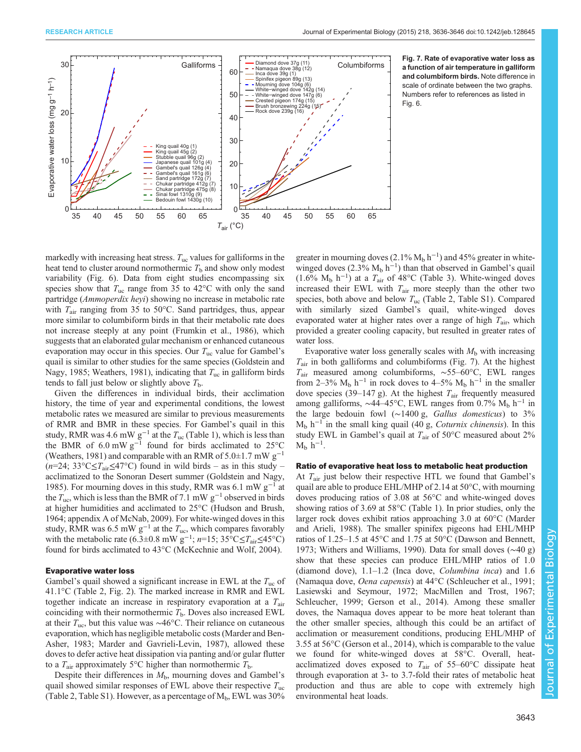**Fig. 7. Rate of evaporative water loss as a function of air temperature in galliform and columbiform birds.** Note difference in scale of ordinate between the two graphs. Numbers refer to references as listed in Fig. 6.

markedly with increasing heat stress. $T_{uc}$ values for galliforms in the heat tend to cluster around normothermic $T_b$ and show only modest variability (Fig. 6). Data from eight studies encompassing six species show that $T_{uc}$ range from 35 to 42°C with only the sand partridge (*Ammoperdix heyi*) showing no increase in metabolic rate with $T_{air}$ ranging from 35 to 50°C. Sand partridges, thus, appear more similar to columbiform birds in that their metabolic rate does not increase steeply at any point (Frumkin et al., 1986), which suggests that an elaborated gular mechanism or enhanced cutaneous evaporation may occur in this species. Our $T_{uc}$ value for Gambel's quail is similar to other studies for the same species (Goldstein and Nagy, 1985; Weathers, 1981), indicating that $T_{uc}$ in galliform birds tends to fall just below or slightly above $T_b$.

Given the differences in individual birds, their acclimation history, the time of year and experimental conditions, the lowest metabolic rates we measured are similar to previous measurements of RMR and BMR in these species. For Gambel's quail in this study, RMR was 4.6 mW $g^{-1}$ at the $T_{uc}$ (Table 1), which is less than the BMR of 6.0 mW $g^{-1}$ found for birds acclimated to 25°C (Weathers, 1981) and comparable with an RMR of 5.0±1.7 mW $g^{-1}$ ($n$=24; 33°C≤$T_{air}$≤47°C) found in wild birds – as in this study – acclimatized to the Sonoran Desert summer (Goldstein and Nagy, 1985). For mourning doves in this study, RMR was 6.1 mW $g^{-1}$ at the $T_{uc}$, which is less than the BMR of 7.1 mW $g^{-1}$ observed in birds at higher humidities and acclimated to 25°C (Hudson and Brush, 1964; appendix A of McNab, 2009). For white-winged doves in this study, RMR was 6.5 mW $g^{-1}$ at the $T_{uc}$, which compares favorably with the metabolic rate (6.3±0.8 mW $g^{-1}$; $n$=15; 35°C≤$T_{air}$≤45°C) found for birds acclimated to 43°C (McKechnie and Wolf, 2004).

## Evaporative water loss

Gambel's quail showed a significant increase in EWL at the $T_{uc}$ of 41.1°C (Table 2, Fig. 2). The marked increase in RMR and EWL together indicate an increase in respiratory evaporation at a $T_{air}$ coinciding with their normothermic $T_b$. Doves also increased EWL at their $T_{uc}$, but this value was ~46°C. Their reliance on cutaneous evaporation, which has negligible metabolic costs (Marder and Ben-Asher, 1983; Marder and Gavrieli-Levin, 1987), allowed these doves to defer active heat dissipation via panting and/or gular flutter to a $T_{air}$ approximately 5°C higher than normothermic $T_b$.

Despite their differences in $M_b$, mourning doves and Gambel's quail showed similar responses of EWL above their respective $T_{uc}$ (Table 2, Table S1). However, as a percentage of $M_b$, EWL was 30% greater in mourning doves (2.1% $M_b$ $h^{-1}$) and 45% greater in white-winged doves (2.3% $M_b$ $h^{-1}$) than that observed in Gambel's quail (1.6% $M_b$ $h^{-1}$) at a $T_{air}$ of 48°C (Table 3). White-winged doves increased their EWL with $T_{air}$ more steeply than the other two species, both above and below $T_{uc}$ (Table 2, Table S1). Compared with similarly sized Gambel's quail, white-winged doves evaporated water at higher rates over a range of high $T_{air}$, which provided a greater cooling capacity, but resulted in greater rates of water loss.

Evaporative water loss generally scales with $M_b$ with increasing $T_{air}$ in both galliforms and columbiforms (Fig. 7). At the highest $T_{air}$ measured among columbiforms, ~55–60°C, EWL ranges from 2–3% $M_b$ $h^{-1}$ in rock doves to 4–5% $M_b$ $h^{-1}$ in the smaller dove species (39–147 g). At the highest $T_{air}$ frequently measured among galliforms, ~44–45°C, EWL ranges from 0.7% $M_b$ $h^{-1}$ in the large bedouin fowl (~1400 g, *Gallus domesticus*) to 3% $M_b$ $h^{-1}$ in the small king quail (40 g, *Coturnix chinensis*). In this study EWL in Gambel's quail at $T_{air}$ of 50°C measured about 2% $M_b$ $h^{-1}$.

## Ratio of evaporative heat loss to metabolic heat production

At $T_{air}$ just below their respective HTL we found that Gambel's quail are able to produce EHL/MHP of 2.14 at 50°C, with mourning doves producing ratios of 3.08 at 56°C and white-winged doves showing ratios of 3.69 at 58°C (Table 1). In prior studies, only the larger rock doves exhibit ratios approaching 3.0 at 60°C (Marder and Arieli, 1988). The smaller spinifex pigeons had EHL/MHP ratios of 1.25–1.5 at 45°C and 1.75 at 50°C (Dawson and Bennett, 1973; Withers and Williams, 1990). Data for small doves (~40 g) show that these species can produce EHL/MHP ratios of 1.0 (diamond dove), 1.1–1.2 (Inca dove, *Columbina inca*) and 1.6 (Namaqua dove, *Oena capensis*) at 44°C (Schleucher et al., 1991; Lasiewski and Seymour, 1972; MacMillen and Trost, 1967; Schleucher, 1999; Gerson et al., 2014). Among these smaller doves, the Namaqua doves appear to be more heat tolerant than the other smaller species, although this could be an artifact of acclimation or measurement conditions, producing EHL/MHP of 3.55 at 56°C (Gerson et al., 2014), which is comparable to the value we found for white-winged doves at 58°C. Overall, heat-acclimatized doves exposed to $T_{air}$ of 55–60°C dissipate heat through evaporation at 3- to 3.7-fold their rates of metabolic heat production and thus are able to cope with extremely high environmental heat loads.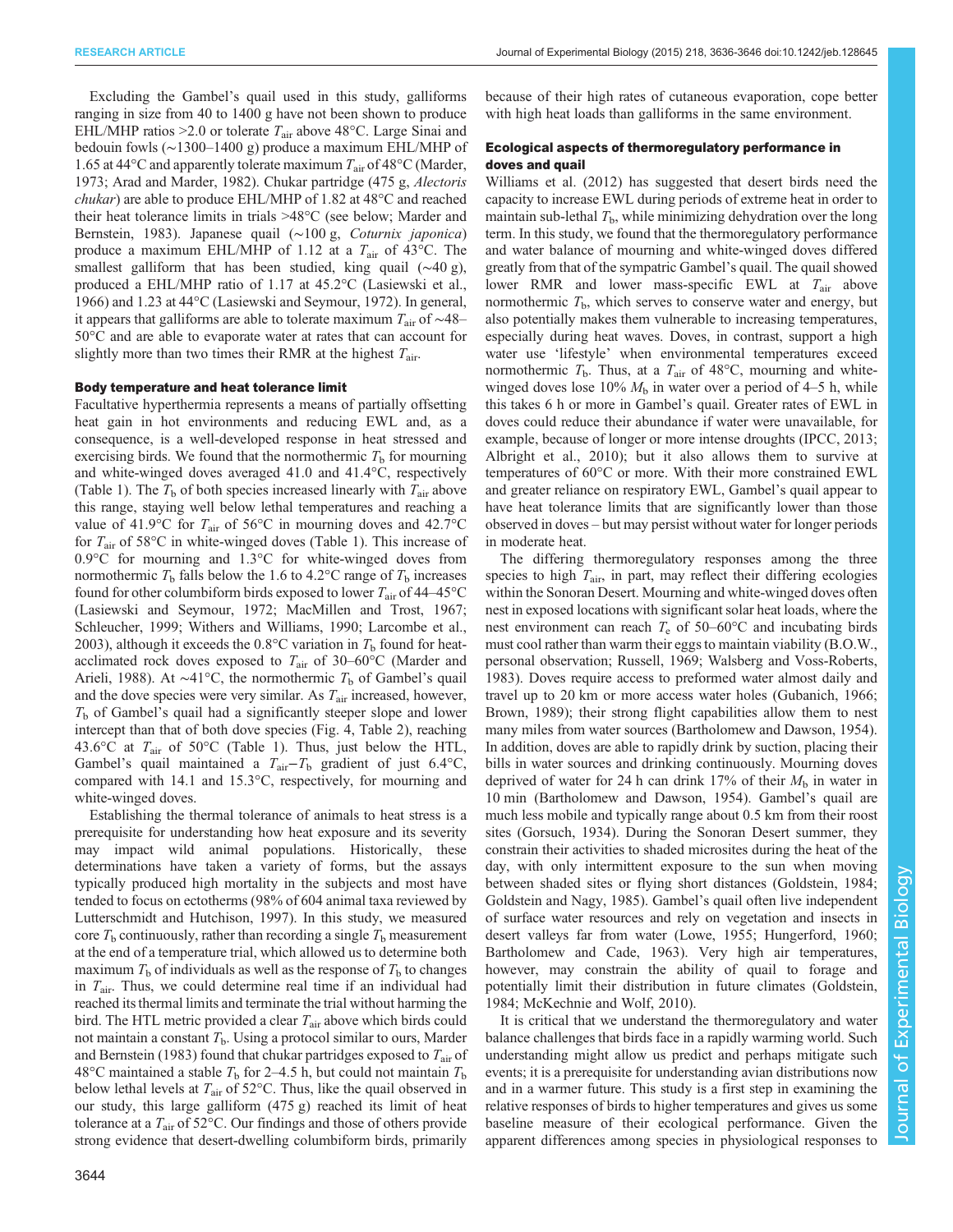Excluding the Gambel's quail used in this study, galliforms ranging in size from 40 to 1400 g have not been shown to produce EHL/MHP ratios >2.0 or tolerate $T_{air}$ above 48°C. Large Sinai and bedouin fowls (∼1300–1400 g) produce a maximum EHL/MHP of 1.65 at 44°C and apparently tolerate maximum $T_{air}$ of 48°C (Marder, 1973; Arad and Marder, 1982). Chukar partridge (475 g, *Alectoris chukar*) are able to produce EHL/MHP of 1.82 at 48°C and reached their heat tolerance limits in trials >48°C (see below; Marder and Bernstein, 1983). Japanese quail (∼100 g, *Coturnix japonica*) produce a maximum EHL/MHP of 1.12 at a $T_{air}$ of 43°C. The smallest galliform that has been studied, king quail (∼40 g), produced a EHL/MHP ratio of 1.17 at 45.2°C (Lasiewski et al., 1966) and 1.23 at 44°C (Lasiewski and Seymour, 1972). In general, it appears that galliforms are able to tolerate maximum $T_{air}$ of ∼48–50°C and are able to evaporate water at rates that can account for slightly more than two times their RMR at the highest $T_{air}$.

### Body temperature and heat tolerance limit

Facultative hyperthermia represents a means of partially offsetting heat gain in hot environments and reducing EWL and, as a consequence, is a well-developed response in heat stressed and exercising birds. We found that the normothermic $T_b$ for mourning and white-winged doves averaged 41.0 and 41.4°C, respectively (Table 1). The $T_b$ of both species increased linearly with $T_{air}$ above this range, staying well below lethal temperatures and reaching a value of 41.9°C for $T_{air}$ of 56°C in mourning doves and 42.7°C for $T_{air}$ of 58°C in white-winged doves (Table 1). This increase of 0.9°C for mourning and 1.3°C for white-winged doves from normothermic $T_b$ falls below the 1.6 to 4.2°C range of $T_b$ increases found for other columbiform birds exposed to lower $T_{air}$ of 44–45°C (Lasiewski and Seymour, 1972; MacMillen and Trost, 1967; Schleucher, 1999; Withers and Williams, 1990; Larcombe et al., 2003), although it exceeds the 0.8°C variation in $T_b$ found for heat-acclimated rock doves exposed to $T_{air}$ of 30–60°C (Marder and Arieli, 1988). At ∼41°C, the normothermic $T_b$ of Gambel's quail and the dove species were very similar. As $T_{air}$ increased, however, $T_b$ of Gambel's quail had a significantly steeper slope and lower intercept than that of both dove species (Fig. 4, Table 2), reaching 43.6°C at $T_{air}$ of 50°C (Table 1). Thus, just below the HTL, Gambel's quail maintained a $T_{air}$–$T_b$ gradient of just 6.4°C, compared with 14.1 and 15.3°C, respectively, for mourning and white-winged doves.

Establishing the thermal tolerance of animals to heat stress is a prerequisite for understanding how heat exposure and its severity may impact wild animal populations. Historically, these determinations have taken a variety of forms, but the assays typically produced high mortality in the subjects and most have tended to focus on ectotherms (98% of 604 animal taxa reviewed by Lutterschmidt and Hutchison, 1997). In this study, we measured core $T_b$ continuously, rather than recording a single $T_b$ measurement at the end of a temperature trial, which allowed us to determine both maximum $T_b$ of individuals as well as the response of $T_b$ to changes in $T_{air}$. Thus, we could determine real time if an individual had reached its thermal limits and terminate the trial without harming the bird. The HTL metric provided a clear $T_{air}$ above which birds could not maintain a constant $T_b$. Using a protocol similar to ours, Marder and Bernstein (1983) found that chukar partridges exposed to $T_{air}$ of 48°C maintained a stable $T_b$ for 2–4.5 h, but could not maintain $T_b$ below lethal levels at $T_{air}$ of 52°C. Thus, like the quail observed in our study, this large galliform (475 g) reached its limit of heat tolerance at a $T_{air}$ of 52°C. Our findings and those of others provide strong evidence that desert-dwelling columbiform birds, primarily because of their high rates of cutaneous evaporation, cope better with high heat loads than galliforms in the same environment.

### Ecological aspects of thermoregulatory performance in doves and quail

Williams et al. (2012) has suggested that desert birds need the capacity to increase EWL during periods of extreme heat in order to maintain sub-lethal $T_b$, while minimizing dehydration over the long term. In this study, we found that the thermoregulatory performance and water balance of mourning and white-winged doves differed greatly from that of the sympatric Gambel's quail. The quail showed lower RMR and lower mass-specific EWL at $T_{air}$ above normothermic $T_b$, which serves to conserve water and energy, but also potentially makes them vulnerable to increasing temperatures, especially during heat waves. Doves, in contrast, support a high water use 'lifestyle' when environmental temperatures exceed normothermic $T_b$. Thus, at a $T_{air}$ of 48°C, mourning and white-winged doves lose 10% $M_b$ in water over a period of 4–5 h, while this takes 6 h or more in Gambel's quail. Greater rates of EWL in doves could reduce their abundance if water were unavailable, for example, because of longer or more intense droughts (IPCC, 2013; Albright et al., 2010); but it also allows them to survive at temperatures of 60°C or more. With their more constrained EWL and greater reliance on respiratory EWL, Gambel's quail appear to have heat tolerance limits that are significantly lower than those observed in doves – but may persist without water for longer periods in moderate heat.

The differing thermoregulatory responses among the three species to high $T_{air}$, in part, may reflect their differing ecologies within the Sonoran Desert. Mourning and white-winged doves often nest in exposed locations with significant solar heat loads, where the nest environment can reach $T_e$ of 50–60°C and incubating birds must cool rather than warm their eggs to maintain viability (B.O.W., personal observation; Russell, 1969; Walsberg and Voss-Roberts, 1983). Doves require access to preformed water almost daily and travel up to 20 km or more access water holes (Gubanich, 1966; Brown, 1989); their strong flight capabilities allow them to nest many miles from water sources (Bartholomew and Dawson, 1954). In addition, doves are able to rapidly drink by suction, placing their bills in water sources and drinking continuously. Mourning doves deprived of water for 24 h can drink 17% of their $M_b$ in water in 10 min (Bartholomew and Dawson, 1954). Gambel's quail are much less mobile and typically range about 0.5 km from their roost sites (Gorsuch, 1934). During the Sonoran Desert summer, they constrain their activities to shaded microsites during the heat of the day, with only intermittent exposure to the sun when moving between shaded sites or flying short distances (Goldstein, 1984; Goldstein and Nagy, 1985). Gambel's quail often live independent of surface water resources and rely on vegetation and insects in desert valleys far from water (Lowe, 1955; Hungerford, 1960; Bartholomew and Cade, 1963). Very high air temperatures, however, may constrain the ability of quail to forage and potentially limit their distribution in future climates (Goldstein, 1984; McKechnie and Wolf, 2010).

It is critical that we understand the thermoregulatory and water balance challenges that birds face in a rapidly warming world. Such understanding might allow us predict and perhaps mitigate such events; it is a prerequisite for understanding avian distributions now and in a warmer future. This study is a first step in examining the relative responses of birds to higher temperatures and gives us some baseline measure of their ecological performance. Given the apparent differences among species in physiological responses to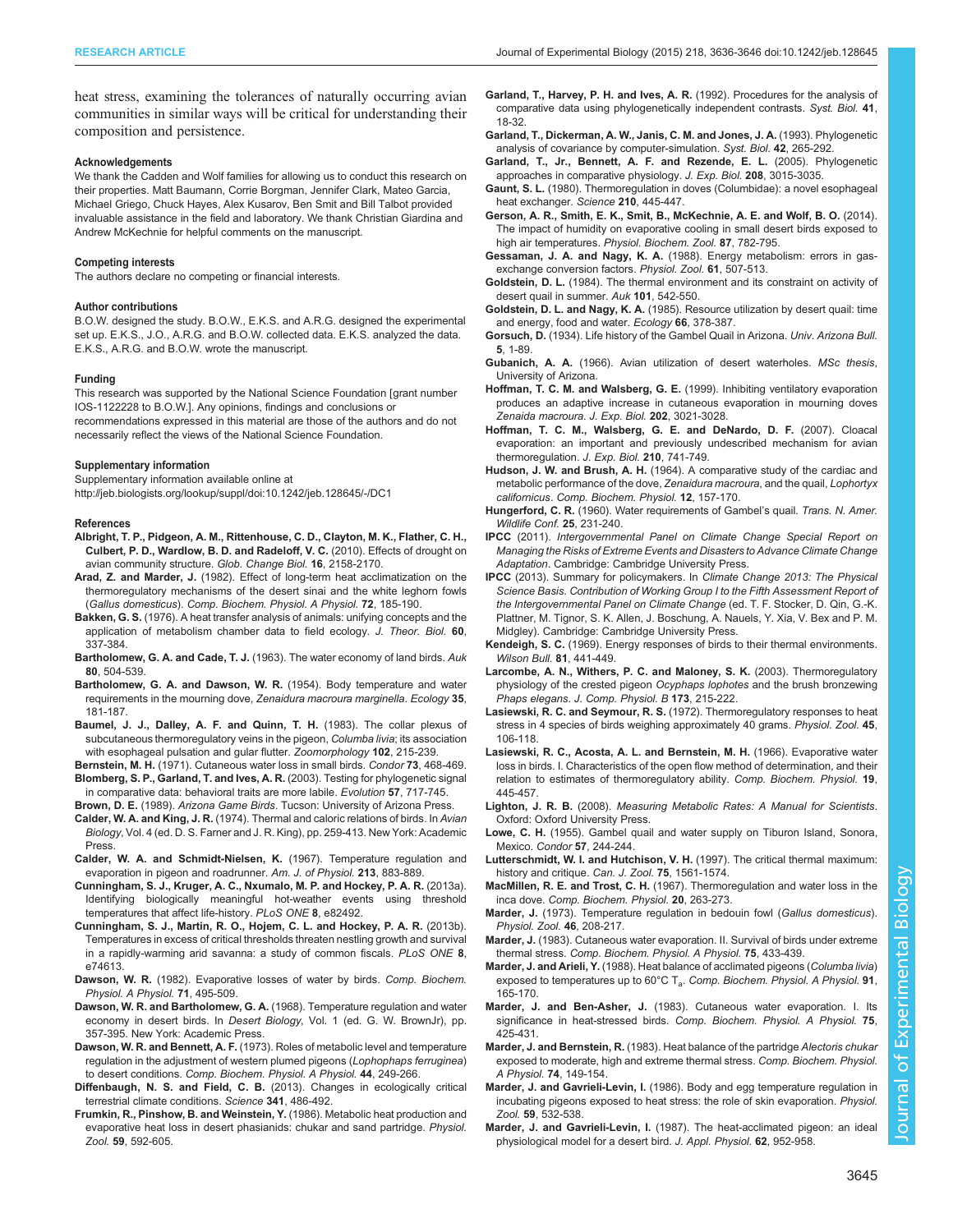heat stress, examining the tolerances of naturally occurring avian communities in similar ways will be critical for understanding their composition and persistence.

#### Acknowledgements

We thank the Cadden and Wolf families for allowing us to conduct this research on their properties. Matt Baumann, Corrie Borgman, Jennifer Clark, Mateo Garcia, Michael Griego, Chuck Hayes, Alex Kusarov, Ben Smit and Bill Talbot provided invaluable assistance in the field and laboratory. We thank Christian Giardina and Andrew McKechnie for helpful comments on the manuscript.

#### Competing interests

The authors declare no competing or financial interests.

#### Author contributions

B.O.W. designed the study. B.O.W., E.K.S. and A.R.G. designed the experimental set up. E.K.S., J.O., A.R.G. and B.O.W. collected data. E.K.S. analyzed the data. E.K.S., A.R.G. and B.O.W. wrote the manuscript.

#### Funding

This research was supported by the National Science Foundation [grant number IOS-1122228 to B.O.W.]. Any opinions, findings and conclusions or recommendations expressed in this material are those of the authors and do not necessarily reflect the views of the National Science Foundation.

#### Supplementary information

Supplementary information available online at http://jeb.biologists.org/lookup/suppl/doi:10.1242/jeb.128645/-/DC1

#### References

**Albright, T. P., Pidgeon, A. M., Rittenhouse, C. D., Clayton, M. K., Flather, C. H., Culbert, P. D., Wardlow, B. D. and Radeloff, V. C.** (2010). Effects of drought on avian community structure. *Glob. Change Biol.* **16**, 2158-2170.

**Arad, Z. and Marder, J.** (1982). Effect of long-term heat acclimatization on the thermoregulatory mechanisms of the desert sinai and the white leghorn fowls (*Gallus domesticus*). *Comp. Biochem. Physiol. A Physiol.* **72**, 185-190.

**Bakken, G. S.** (1976). A heat transfer analysis of animals: unifying concepts and the application of metabolism chamber data to field ecology. *J. Theor. Biol.* **60**, 337-384.

**Bartholomew, G. A. and Cade, T. J.** (1963). The water economy of land birds. *Auk* **80**, 504-539.

**Bartholomew, G. A. and Dawson, W. R.** (1954). Body temperature and water requirements in the mourning dove, *Zenaidura macroura marginella*. *Ecology* **35**, 181-187.

**Baumel, J. J., Dalley, A. F. and Quinn, T. H.** (1983). The collar plexus of subcutaneous thermoregulatory veins in the pigeon, *Columba livia*; its association with esophageal pulsation and gular flutter. *Zoomorphology* **102**, 215-239.

**Bernstein, M. H.** (1971). Cutaneous water loss in small birds. *Condor* **73**, 468-469.

**Blomberg, S. P., Garland, T. and Ives, A. R.** (2003). Testing for phylogenetic signal in comparative data: behavioral traits are more labile. *Evolution* **57**, 717-745.

**Brown, D. E.** (1989). *Arizona Game Birds*. Tucson: University of Arizona Press.

**Calder, W. A. and King, J. R.** (1974). Thermal and caloric relations of birds. In *Avian Biology*, Vol. 4 (ed. D. S. Farner and J. R. King), pp. 259-413. New York: Academic Press.

**Calder, W. A. and Schmidt-Nielsen, K.** (1967). Temperature regulation and evaporation in pigeon and roadrunner. *Am. J. of Physiol.* **213**, 883-889.

**Cunningham, S. J., Kruger, A. C., Nxumalo, M. P. and Hockey, P. A. R.** (2013a). Identifying biologically meaningful hot-weather events using threshold temperatures that affect life-history. *PLoS ONE* **8**, e82492.

**Cunningham, S. J., Martin, R. O., Hojem, C. L. and Hockey, P. A. R.** (2013b). Temperatures in excess of critical thresholds threaten nestling growth and survival in a rapidly-warming arid savanna: a study of common fiscals. *PLoS ONE* **8**, e74613.

**Dawson, W. R.** (1982). Evaporative losses of water by birds. *Comp. Biochem. Physiol. A Physiol.* **71**, 495-509.

**Dawson, W. R. and Bartholomew, G. A.** (1968). Temperature regulation and water economy in desert birds. In *Desert Biology*, Vol. 1 (ed. G. W. BrownJr), pp. 357-395. New York: Academic Press.

**Dawson, W. R. and Bennett, A. F.** (1973). Roles of metabolic level and temperature regulation in the adjustment of western plumed pigeons (*Lophophaps ferruginea*) to desert conditions. *Comp. Biochem. Physiol. A Physiol.* **44**, 249-266.

**Diffenbaugh, N. S. and Field, C. B.** (2013). Changes in ecologically critical terrestrial climate conditions. *Science* **341**, 486-492.

**Frumkin, R., Pinshow, B. and Weinstein, Y.** (1986). Metabolic heat production and evaporative heat loss in desert phasianids: chukar and sand partridge. *Physiol. Zool.* **59**, 592-605.

**Garland, T., Harvey, P. H. and Ives, A. R.** (1992). Procedures for the analysis of comparative data using phylogenetically independent contrasts. *Syst. Biol.* **41**, 18-32.

**Garland, T., Dickerman, A. W., Janis, C. M. and Jones, J. A.** (1993). Phylogenetic analysis of covariance by computer-simulation. *Syst. Biol.* **42**, 265-292.

**Garland, T., Jr., Bennett, A. F. and Rezende, E. L.** (2005). Phylogenetic approaches in comparative physiology. *J. Exp. Biol.* **208**, 3015-3035.

**Gaunt, S. L.** (1980). Thermoregulation in doves (Columbidae): a novel esophageal heat exchanger. *Science* **210**, 445-447.

**Gerson, A. R., Smith, E. K., Smit, B., McKechnie, A. E. and Wolf, B. O.** (2014). The impact of humidity on evaporative cooling in small desert birds exposed to high air temperatures. *Physiol. Biochem. Zool.* **87**, 782-795.

**Gessaman, J. A. and Nagy, K. A.** (1988). Energy metabolism: errors in gas-exchange conversion factors. *Physiol. Zool.* **61**, 507-513.

**Goldstein, D. L.** (1984). The thermal environment and its constraint on activity of desert quail in summer. *Auk* **101**, 542-550.

**Goldstein, D. L. and Nagy, K. A.** (1985). Resource utilization by desert quail: time and energy, food and water. *Ecology* **66**, 378-387.

**Gorsuch, D.** (1934). Life history of the Gambel Quail in Arizona. *Univ. Arizona Bull.* **5**, 1-89.

**Gubanich, A. A.** (1966). Avian utilization of desert waterholes. *MSc thesis*, University of Arizona.

**Hoffman, T. C. M. and Walsberg, G. E.** (1999). Inhibiting ventilatory evaporation produces an adaptive increase in cutaneous evaporation in mourning doves *Zenaida macroura*. *J. Exp. Biol.* **202**, 3021-3028.

**Hoffman, T. C. M., Walsberg, G. E. and DeNardo, D. F.** (2007). Cloacal evaporation: an important and previously undescribed mechanism for avian thermoregulation. *J. Exp. Biol.* **210**, 741-749.

**Hudson, J. W. and Brush, A. H.** (1964). A comparative study of the cardiac and metabolic performance of the dove, *Zenaidura macroura*, and the quail, *Lophortyx californicus*. *Comp. Biochem. Physiol.* **12**, 157-170.

**Hungerford, C. R.** (1960). Water requirements of Gambel's quail. *Trans. N. Amer. Wildlife Conf.* **25**, 231-240.

**IPCC** (2011). *Intergovernmental Panel on Climate Change Special Report on Managing the Risks of Extreme Events and Disasters to Advance Climate Change Adaptation*. Cambridge: Cambridge University Press.

**IPCC** (2013). Summary for policymakers. In *Climate Change 2013: The Physical Science Basis. Contribution of Working Group I to the Fifth Assessment Report of the Intergovernmental Panel on Climate Change* (ed. T. F. Stocker, D. Qin, G.-K. Plattner, M. Tignor, S. K. Allen, J. Boschung, A. Nauels, Y. Xia, V. Bex and P. M. Midgley). Cambridge: Cambridge University Press.

**Kendeigh, S. C.** (1969). Energy responses of birds to their thermal environments. *Wilson Bull.* **81**, 441-449.

**Larcombe, A. N., Withers, P. C. and Maloney, S. K.** (2003). Thermoregulatory physiology of the crested pigeon *Ocyphaps lophotes* and the brush bronzewing *Phaps elegans*. *J. Comp. Physiol. B* **173**, 215-222.

**Lasiewski, R. C. and Seymour, R. S.** (1972). Thermoregulatory responses to heat stress in 4 species of birds weighing approximately 40 grams. *Physiol. Zool.* **45**, 106-118.

**Lasiewski, R. C., Acosta, A. L. and Bernstein, M. H.** (1966). Evaporative water loss in birds. I. Characteristics of the open flow method of determination, and their relation to estimates of thermoregulatory ability. *Comp. Biochem. Physiol.* **19**, 445-457.

**Lighton, J. R. B.** (2008). *Measuring Metabolic Rates: A Manual for Scientists*. Oxford: Oxford University Press.

**Lowe, C. H.** (1955). Gambel quail and water supply on Tiburon Island, Sonora, Mexico. *Condor* **57**, 244-244.

**Lutterschmidt, W. I. and Hutchison, V. H.** (1997). The critical thermal maximum: history and critique. *Can. J. Zool.* **75**, 1561-1574.

**MacMillen, R. E. and Trost, C. H.** (1967). Thermoregulation and water loss in the inca dove. *Comp. Biochem. Physiol.* **20**, 263-273.

**Marder, J.** (1973). Temperature regulation in bedouin fowl (*Gallus domesticus*). *Physiol. Zool.* **46**, 208-217.

**Marder, J.** (1983). Cutaneous water evaporation. II. Survival of birds under extreme thermal stress. *Comp. Biochem. Physiol. A Physiol.* **75**, 433-439.

**Marder, J. and Arieli, Y.** (1988). Heat balance of acclimated pigeons (*Columba livia*) exposed to temperatures up to 60°C $T_a$. *Comp. Biochem. Physiol. A Physiol.* **91**, 165-170.

**Marder, J. and Ben-Asher, J.** (1983). Cutaneous water evaporation. I. Its significance in heat-stressed birds. *Comp. Biochem. Physiol. A Physiol.* **75**, 425-431.

**Marder, J. and Bernstein, R.** (1983). Heat balance of the partridge *Alectoris chukar* exposed to moderate, high and extreme thermal stress. *Comp. Biochem. Physiol. A Physiol.* **74**, 149-154.

**Marder, J. and Gavrieli-Levin, I.** (1986). Body and egg temperature regulation in incubating pigeons exposed to heat stress: the role of skin evaporation. *Physiol. Zool.* **59**, 532-538.

**Marder, J. and Gavrieli-Levin, I.** (1987). The heat-acclimated pigeon: an ideal physiological model for a desert bird. *J. Appl. Physiol.* **62**, 952-958.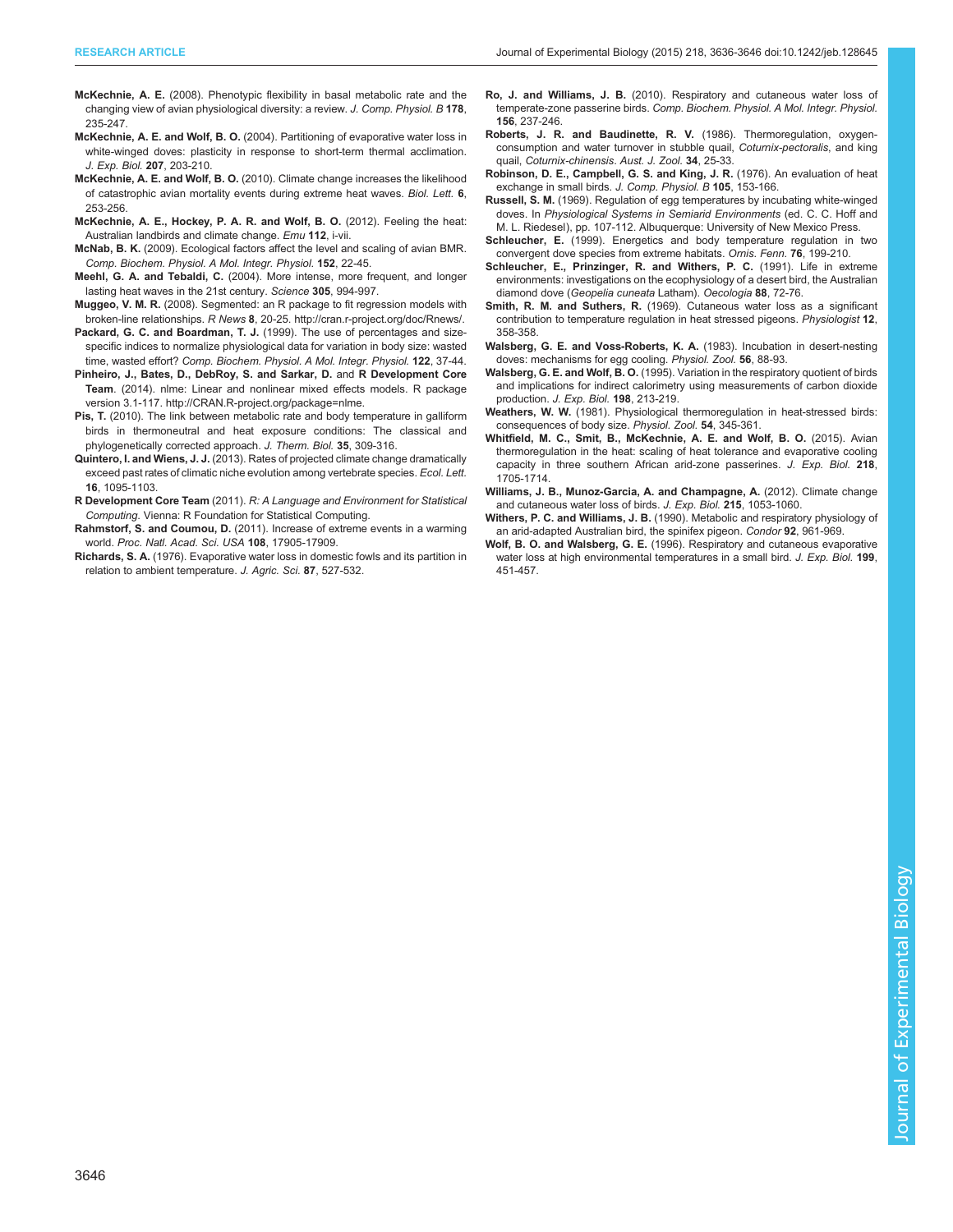**McKechnie, A. E.** (2008). Phenotypic flexibility in basal metabolic rate and the changing view of avian physiological diversity: a review. *J. Comp. Physiol. B* **178**, 235-247.

**McKechnie, A. E. and Wolf, B. O.** (2004). Partitioning of evaporative water loss in white-winged doves: plasticity in response to short-term thermal acclimation. *J. Exp. Biol.* **207**, 203-210.

**McKechnie, A. E. and Wolf, B. O.** (2010). Climate change increases the likelihood of catastrophic avian mortality events during extreme heat waves. *Biol. Lett.* **6**, 253-256.

**McKechnie, A. E., Hockey, P. A. R. and Wolf, B. O.** (2012). Feeling the heat: Australian landbirds and climate change. *Emu* **112**, i-vii.

**McNab, B. K.** (2009). Ecological factors affect the level and scaling of avian BMR. *Comp. Biochem. Physiol. A Mol. Integr. Physiol.* **152**, 22-45.

**Meehl, G. A. and Tebaldi, C.** (2004). More intense, more frequent, and longer lasting heat waves in the 21st century. *Science* **305**, 994-997.

**Muggeo, V. M. R.** (2008). Segmented: an R package to fit regression models with broken-line relationships. *R News* **8**, 20-25. http://cran.r-project.org/doc/Rnews/.

**Packard, G. C. and Boardman, T. J.** (1999). The use of percentages and size-specific indices to normalize physiological data for variation in body size: wasted time, wasted effort? *Comp. Biochem. Physiol. A Mol. Integr. Physiol.* **122**, 37-44.

**Pinheiro, J., Bates, D., DebRoy, S. and Sarkar, D.** and **R Development Core Team**. (2014). nlme: Linear and nonlinear mixed effects models. R package version 3.1-117. http://CRAN.R-project.org/package=nlme.

**Pis, T.** (2010). The link between metabolic rate and body temperature in galliform birds in thermoneutral and heat exposure conditions: The classical and phylogenetically corrected approach. *J. Therm. Biol.* **35**, 309-316.

**Quintero, I. and Wiens, J. J.** (2013). Rates of projected climate change dramatically exceed past rates of climatic niche evolution among vertebrate species. *Ecol. Lett.* **16**, 1095-1103.

**R Development Core Team** (2011). *R: A Language and Environment for Statistical Computing.* Vienna: R Foundation for Statistical Computing.

**Rahmstorf, S. and Coumou, D.** (2011). Increase of extreme events in a warming world. *Proc. Natl. Acad. Sci. USA* **108**, 17905-17909.

**Richards, S. A.** (1976). Evaporative water loss in domestic fowls and its partition in relation to ambient temperature. *J. Agric. Sci.* **87**, 527-532.

**Ro, J. and Williams, J. B.** (2010). Respiratory and cutaneous water loss of temperate-zone passerine birds. *Comp. Biochem. Physiol. A Mol. Integr. Physiol.* **156**, 237-246.

**Roberts, J. R. and Baudinette, R. V.** (1986). Thermoregulation, oxygen-consumption and water turnover in stubble quail, *Coturnix-pectoralis*, and king quail, *Coturnix-chinensis*. *Aust. J. Zool.* **34**, 25-33.

**Robinson, D. E., Campbell, G. S. and King, J. R.** (1976). An evaluation of heat exchange in small birds. *J. Comp. Physiol. B* **105**, 153-166.

**Russell, S. M.** (1969). Regulation of egg temperatures by incubating white-winged doves. In *Physiological Systems in Semiarid Environments* (ed. C. C. Hoff and M. L. Riedesel), pp. 107-112. Albuquerque: University of New Mexico Press.

**Schleucher, E.** (1999). Energetics and body temperature regulation in two convergent dove species from extreme habitats. *Ornis. Fenn.* **76**, 199-210.

**Schleucher, E., Prinzinger, R. and Withers, P. C.** (1991). Life in extreme environments: investigations on the ecophysiology of a desert bird, the Australian diamond dove (*Geopelia cuneata* Latham). *Oecologia* **88**, 72-76.

**Smith, R. M. and Suthers, R.** (1969). Cutaneous water loss as a significant contribution to temperature regulation in heat stressed pigeons. *Physiologist* **12**, 358-358.

**Walsberg, G. E. and Voss-Roberts, K. A.** (1983). Incubation in desert-nesting doves: mechanisms for egg cooling. *Physiol. Zool.* **56**, 88-93.

**Walsberg, G. E. and Wolf, B. O.** (1995). Variation in the respiratory quotient of birds and implications for indirect calorimetry using measurements of carbon dioxide production. *J. Exp. Biol.* **198**, 213-219.

**Weathers, W. W.** (1981). Physiological thermoregulation in heat-stressed birds: consequences of body size. *Physiol. Zool.* **54**, 345-361.

**Whitfield, M. C., Smit, B., McKechnie, A. E. and Wolf, B. O.** (2015). Avian thermoregulation in the heat: scaling of heat tolerance and evaporative cooling capacity in three southern African arid-zone passerines. *J. Exp. Biol.* **218**, 1705-1714.

**Williams, J. B., Munoz-Garcia, A. and Champagne, A.** (2012). Climate change and cutaneous water loss of birds. *J. Exp. Biol.* **215**, 1053-1060.

**Withers, P. C. and Williams, J. B.** (1990). Metabolic and respiratory physiology of an arid-adapted Australian bird, the spinifex pigeon. *Condor* **92**, 961-969.

**Wolf, B. O. and Walsberg, G. E.** (1996). Respiratory and cutaneous evaporative water loss at high environmental temperatures in a small bird. *J. Exp. Biol.* **199**, 451-457.